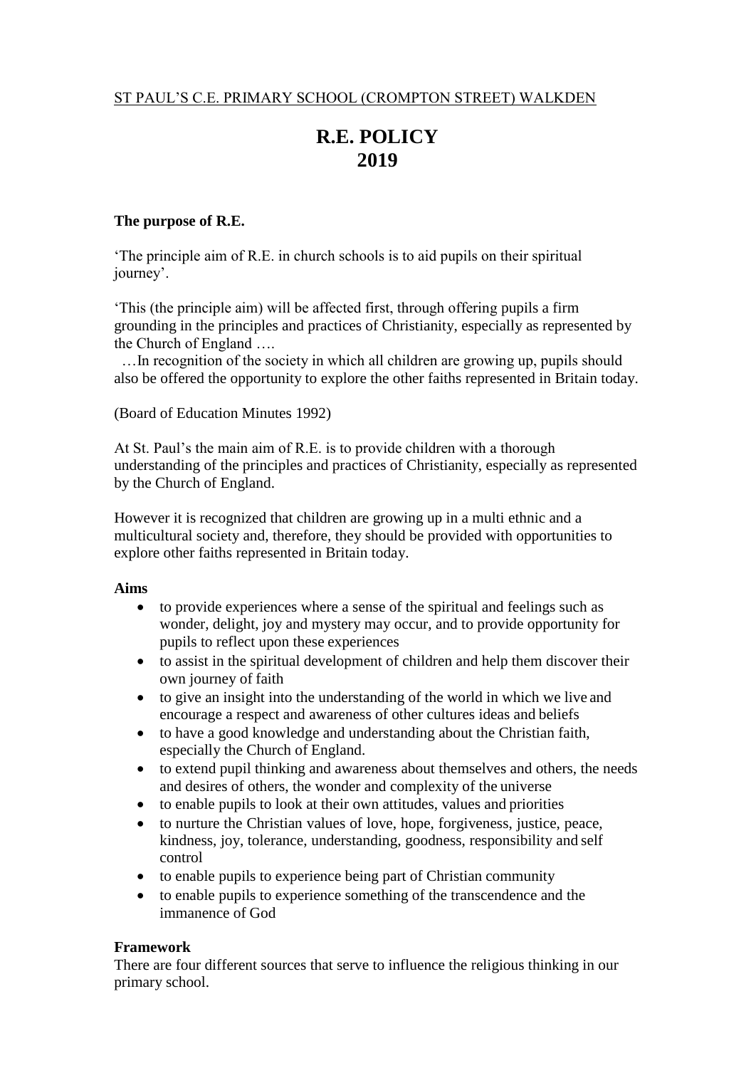ST PAUL'S C.E. PRIMARY SCHOOL (CROMPTON STREET) WALKDEN

# R.E. POLICY
# 2019

**The purpose of R.E.**

'The principle aim of R.E. in church schools is to aid pupils on their spiritual journey'.

'This (the principle aim) will be affected first, through offering pupils a firm grounding in the principles and practices of Christianity, especially as represented by the Church of England ….

…In recognition of the society in which all children are growing up, pupils should also be offered the opportunity to explore the other faiths represented in Britain today.

(Board of Education Minutes 1992)

At St. Paul's the main aim of R.E. is to provide children with a thorough understanding of the principles and practices of Christianity, especially as represented by the Church of England.

However it is recognized that children are growing up in a multi ethnic and a multicultural society and, therefore, they should be provided with opportunities to explore other faiths represented in Britain today.

**Aims**

- to provide experiences where a sense of the spiritual and feelings such as wonder, delight, joy and mystery may occur, and to provide opportunity for pupils to reflect upon these experiences
- to assist in the spiritual development of children and help them discover their own journey of faith
- to give an insight into the understanding of the world in which we live and encourage a respect and awareness of other cultures ideas and beliefs
- to have a good knowledge and understanding about the Christian faith, especially the Church of England.
- to extend pupil thinking and awareness about themselves and others, the needs and desires of others, the wonder and complexity of the universe
- to enable pupils to look at their own attitudes, values and priorities
- to nurture the Christian values of love, hope, forgiveness, justice, peace, kindness, joy, tolerance, understanding, goodness, responsibility and self control
- to enable pupils to experience being part of Christian community
- to enable pupils to experience something of the transcendence and the immanence of God

**Framework**

There are four different sources that serve to influence the religious thinking in our primary school.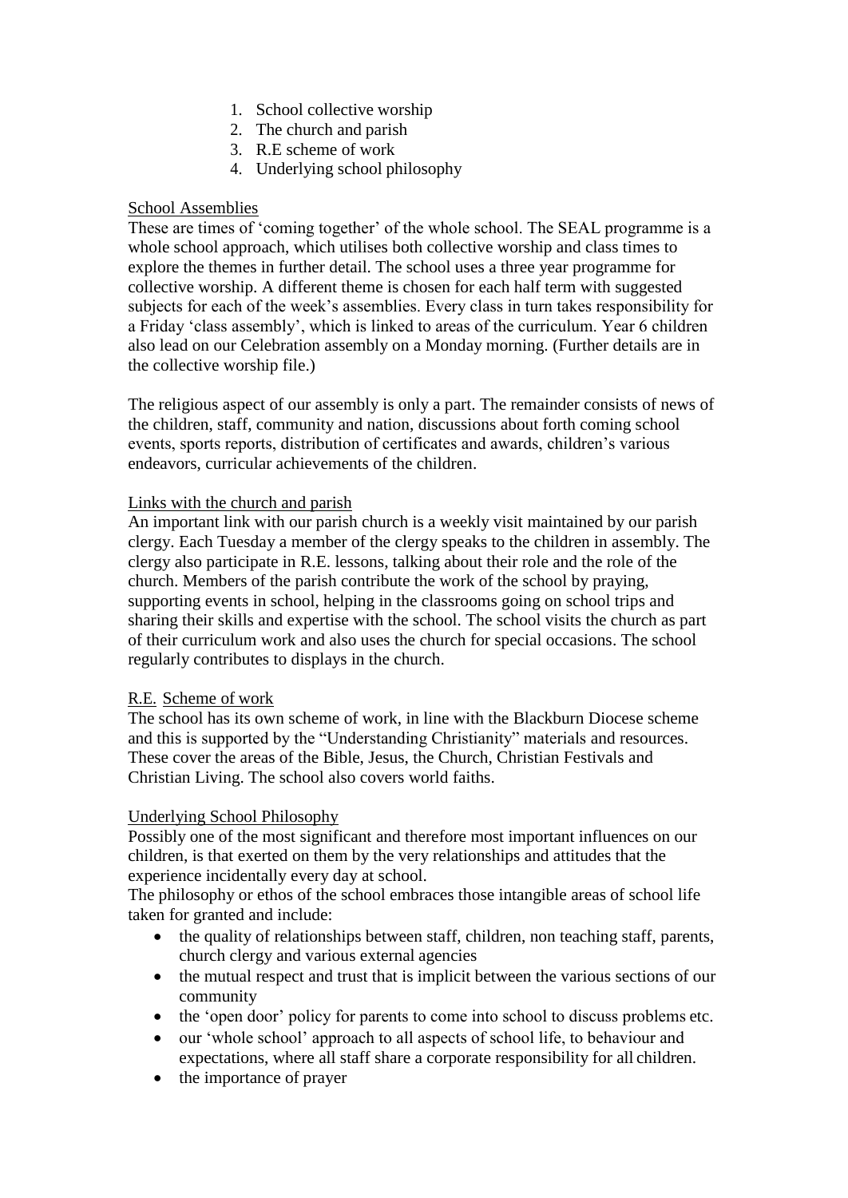1. School collective worship
2. The church and parish
3. R.E scheme of work
4. Underlying school philosophy

<u>School Assemblies</u>

These are times of 'coming together' of the whole school. The SEAL programme is a whole school approach, which utilises both collective worship and class times to explore the themes in further detail. The school uses a three year programme for collective worship. A different theme is chosen for each half term with suggested subjects for each of the week's assemblies. Every class in turn takes responsibility for a Friday 'class assembly', which is linked to areas of the curriculum. Year 6 children also lead on our Celebration assembly on a Monday morning. (Further details are in the collective worship file.)

The religious aspect of our assembly is only a part. The remainder consists of news of the children, staff, community and nation, discussions about forth coming school events, sports reports, distribution of certificates and awards, children's various endeavors, curricular achievements of the children.

<u>Links with the church and parish</u>

An important link with our parish church is a weekly visit maintained by our parish clergy. Each Tuesday a member of the clergy speaks to the children in assembly. The clergy also participate in R.E. lessons, talking about their role and the role of the church. Members of the parish contribute the work of the school by praying, supporting events in school, helping in the classrooms going on school trips and sharing their skills and expertise with the school. The school visits the church as part of their curriculum work and also uses the church for special occasions. The school regularly contributes to displays in the church.

<u>R.E. Scheme of work</u>

The school has its own scheme of work, in line with the Blackburn Diocese scheme and this is supported by the "Understanding Christianity" materials and resources. These cover the areas of the Bible, Jesus, the Church, Christian Festivals and Christian Living. The school also covers world faiths.

<u>Underlying School Philosophy</u>

Possibly one of the most significant and therefore most important influences on our children, is that exerted on them by the very relationships and attitudes that the experience incidentally every day at school.

The philosophy or ethos of the school embraces those intangible areas of school life taken for granted and include:

- the quality of relationships between staff, children, non teaching staff, parents, church clergy and various external agencies
- the mutual respect and trust that is implicit between the various sections of our community
- the 'open door' policy for parents to come into school to discuss problems etc.
- our 'whole school' approach to all aspects of school life, to behaviour and expectations, where all staff share a corporate responsibility for all children.
- the importance of prayer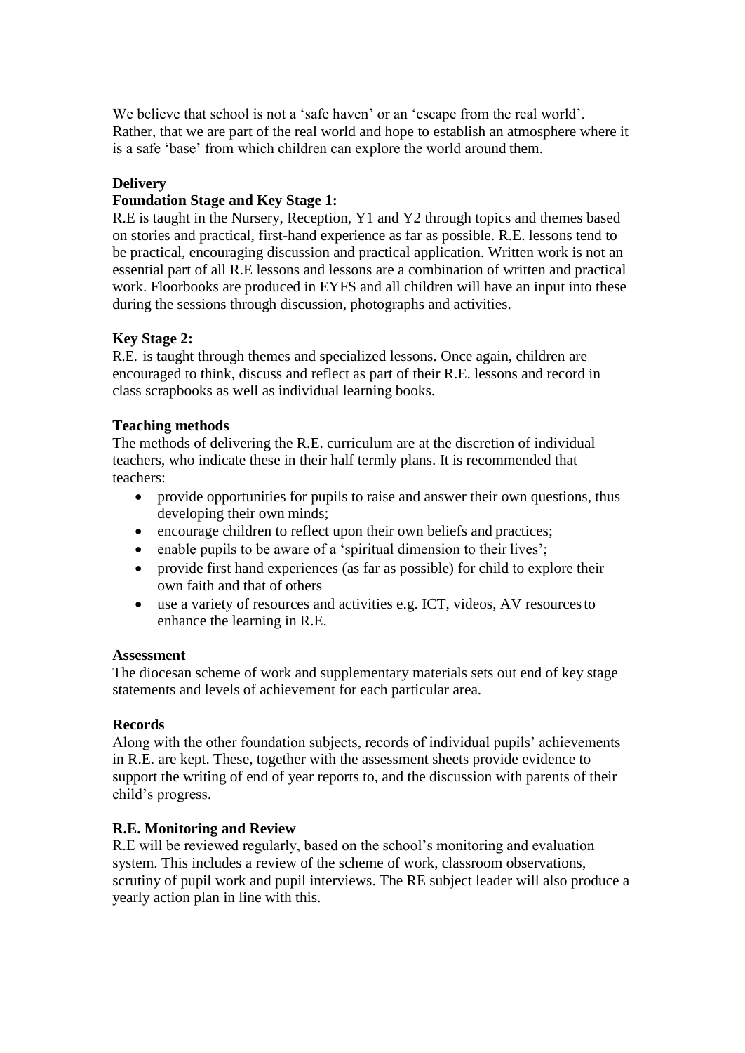We believe that school is not a 'safe haven' or an 'escape from the real world'. Rather, that we are part of the real world and hope to establish an atmosphere where it is a safe 'base' from which children can explore the world around them.

**Delivery**

**Foundation Stage and Key Stage 1:**

R.E is taught in the Nursery, Reception, Y1 and Y2 through topics and themes based on stories and practical, first-hand experience as far as possible. R.E. lessons tend to be practical, encouraging discussion and practical application. Written work is not an essential part of all R.E lessons and lessons are a combination of written and practical work. Floorbooks are produced in EYFS and all children will have an input into these during the sessions through discussion, photographs and activities.

**Key Stage 2:**

R.E. is taught through themes and specialized lessons. Once again, children are encouraged to think, discuss and reflect as part of their R.E. lessons and record in class scrapbooks as well as individual learning books.

**Teaching methods**

The methods of delivering the R.E. curriculum are at the discretion of individual teachers, who indicate these in their half termly plans. It is recommended that teachers:

- provide opportunities for pupils to raise and answer their own questions, thus developing their own minds;
- encourage children to reflect upon their own beliefs and practices;
- enable pupils to be aware of a 'spiritual dimension to their lives';
- provide first hand experiences (as far as possible) for child to explore their own faith and that of others
- use a variety of resources and activities e.g. ICT, videos, AV resources to enhance the learning in R.E.

**Assessment**

The diocesan scheme of work and supplementary materials sets out end of key stage statements and levels of achievement for each particular area.

**Records**

Along with the other foundation subjects, records of individual pupils' achievements in R.E. are kept. These, together with the assessment sheets provide evidence to support the writing of end of year reports to, and the discussion with parents of their child's progress.

**R.E. Monitoring and Review**

R.E will be reviewed regularly, based on the school's monitoring and evaluation system. This includes a review of the scheme of work, classroom observations, scrutiny of pupil work and pupil interviews. The RE subject leader will also produce a yearly action plan in line with this.